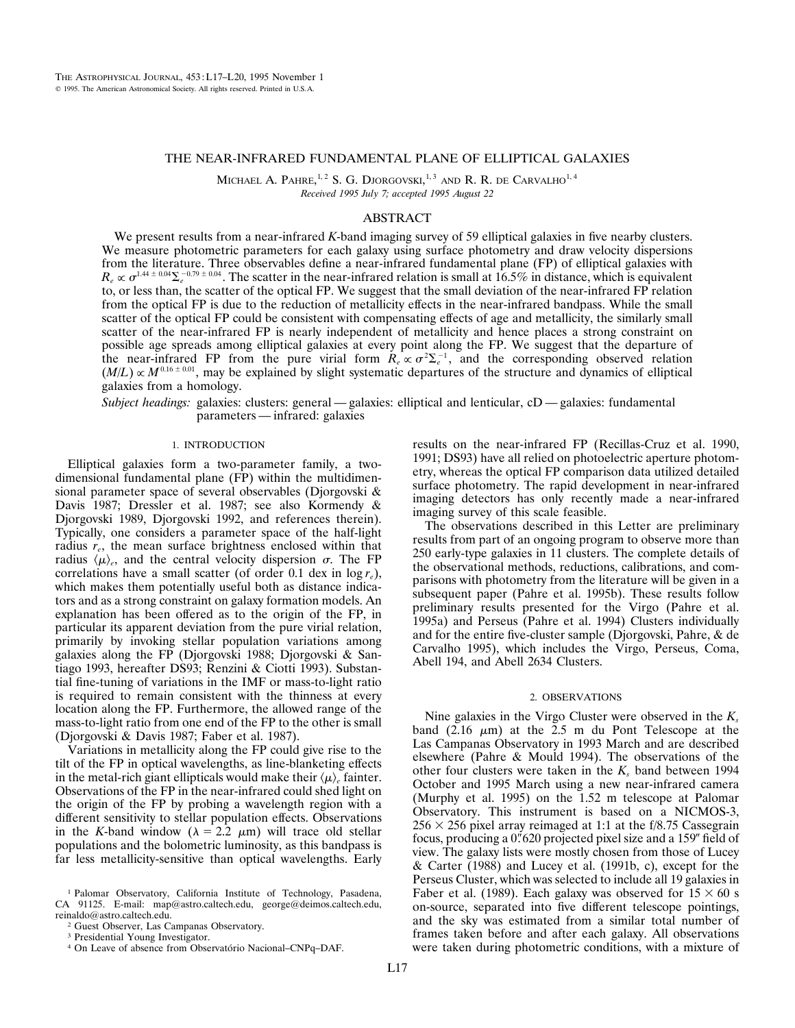# THE NEAR-INFRARED FUNDAMENTAL PLANE OF ELLIPTICAL GALAXIES

MICHAEL A. PAHRE,[1,2] S. G. DJORGOVSKI,[1,3] AND R. R. DE CARVALHO[1,4]

*Received 1995 July 7; accepted 1995 August 22*

## ABSTRACT

We present results from a near-infrared *K*-band imaging survey of 59 elliptical galaxies in five nearby clusters. We measure photometric parameters for each galaxy using surface photometry and draw velocity dispersions from the literature. Three observables define a near-infrared fundamental plane (FP) of elliptical galaxies with $R_e \propto \sigma^{1.44 \pm 0.04} \Sigma_e^{-0.79 \pm 0.04}$. The scatter in the near-infrared relation is small at 16.5% in distance, which is equivalent to, or less than, the scatter of the optical FP. We suggest that the small deviation of the near-infrared FP relation from the optical FP is due to the reduction of metallicity effects in the near-infrared bandpass. While the small scatter of the optical FP could be consistent with compensating effects of age and metallicity, the similarly small scatter of the near-infrared FP is nearly independent of metallicity and hence places a strong constraint on possible age spreads among elliptical galaxies at every point along the FP. We suggest that the departure of the near-infrared FP from the pure virial form $R_e \propto \sigma^2 \Sigma_e^{-1}$, and the corresponding observed relation $(M/L) \propto M^{0.16 \pm 0.01}$, may be explained by slight systematic departures of the structure and dynamics of elliptical galaxies from a homology.

*Subject headings:* galaxies: clusters: general — galaxies: elliptical and lenticular, cD — galaxies: fundamental parameters — infrared: galaxies

## 1. INTRODUCTION

Elliptical galaxies form a two-parameter family, a two-dimensional fundamental plane (FP) within the multidimensional parameter space of several observables (Djorgovski & Davis 1987; Dressler et al. 1987; see also Kormendy & Djorgovski 1989, Djorgovski 1992, and references therein). Typically, one considers a parameter space of the half-light radius $r_e$, the mean surface brightness enclosed within that radius $\langle \mu \rangle_e$, and the central velocity dispersion $\sigma$. The FP correlations have a small scatter (of order 0.1 dex in $\log r_e$), which makes them potentially useful both as distance indicators and as a strong constraint on galaxy formation models. An explanation has been offered as to the origin of the FP, in particular its apparent deviation from the pure virial relation, primarily by invoking stellar population variations among galaxies along the FP (Djorgovski 1988; Djorgovski & Santiago 1993, hereafter DS93; Renzini & Ciotti 1993). Substantial fine-tuning of variations in the IMF or mass-to-light ratio is required to remain consistent with the thinness at every location along the FP. Furthermore, the allowed range of the mass-to-light ratio from one end of the FP to the other is small (Djorgovski & Davis 1987; Faber et al. 1987).

Variations in metallicity along the FP could give rise to the tilt of the FP in optical wavelengths, as line-blanketing effects in the metal-rich giant ellipticals would make their $\langle \mu \rangle_e$ fainter. Observations of the FP in the near-infrared could shed light on the origin of the FP by probing a wavelength region with a different sensitivity to stellar population effects. Observations in the *K*-band window ($\lambda = 2.2$ $\mu$m) will trace old stellar populations and the bolometric luminosity, as this bandpass is far less metallicity-sensitive than optical wavelengths. Early results on the near-infrared FP (Recillas-Cruz et al. 1990, 1991; DS93) have all relied on photoelectric aperture photometry, whereas the optical FP comparison data utilized detailed surface photometry. The rapid development in near-infrared imaging detectors has only recently made a near-infrared imaging survey of this scale feasible.

The observations described in this Letter are preliminary results from part of an ongoing program to observe more than 250 early-type galaxies in 11 clusters. The complete details of the observational methods, reductions, calibrations, and comparisons with photometry from the literature will be given in a subsequent paper (Pahre et al. 1995b). These results follow preliminary results presented for the Virgo (Pahre et al. 1995a) and Perseus (Pahre et al. 1994) Clusters individually and for the entire five-cluster sample (Djorgovski, Pahre, & de Carvalho 1995), which includes the Virgo, Perseus, Coma, Abell 194, and Abell 2634 Clusters.

## 2. OBSERVATIONS

Nine galaxies in the Virgo Cluster were observed in the $K_s$ band (2.16 $\mu$m) at the 2.5 m du Pont Telescope at the Las Campanas Observatory in 1993 March and are described elsewhere (Pahre & Mould 1994). The observations of the other four clusters were taken in the $K_s$ band between 1994 October and 1995 March using a new near-infrared camera (Murphy et al. 1995) on the 1.52 m telescope at Palomar Observatory. This instrument is based on a NICMOS-3, $256 \times 256$ pixel array reimaged at 1:1 at the f/8.75 Cassegrain focus, producing a 0".620 projected pixel size and a 159" field of view. The galaxy lists were mostly chosen from those of Lucey & Carter (1988) and Lucey et al. (1991b, c), except for the Perseus Cluster, which was selected to include all 19 galaxies in Faber et al. (1989). Each galaxy was observed for $15 \times 60$ s on-source, separated into five different telescope pointings, and the sky was estimated from a similar total number of frames taken before and after each galaxy. All observations were taken during photometric conditions, with a mixture of

[1] Palomar Observatory, California Institute of Technology, Pasadena, CA 91125. E-mail: map@astro.caltech.edu, george@deimos.caltech.edu, reinaldo@astro.caltech.edu.

[2] Guest Observer, Las Campanas Observatory.

[3] Presidential Young Investigator.

[4] On Leave of absence from Observatório Nacional–CNPq–DAF.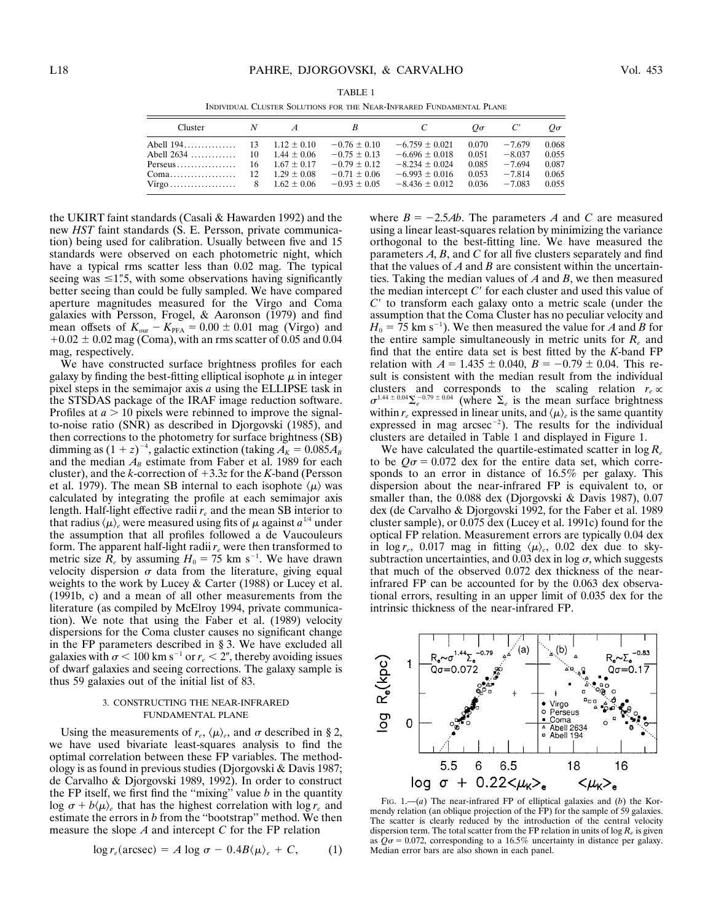TABLE 1

INDIVIDUAL CLUSTER SOLUTIONS FOR THE NEAR-INFRARED FUNDAMENTAL PLANE

| Cluster | $N$ | $A$ | $B$ | $C$ | $Q\sigma$ | $C'$ | $Q\sigma$ |
|---|---|---|---|---|---|---|---|
| Abell 194 | 13 | $1.12 \pm 0.10$ | $-0.76 \pm 0.10$ | $-6.759 \pm 0.021$ | 0.070 | $-7.679$ | 0.068 |
| Abell 2634 | 10 | $1.44 \pm 0.06$ | $-0.75 \pm 0.13$ | $-6.696 \pm 0.018$ | 0.051 | $-8.037$ | 0.055 |
| Perseus | 16 | $1.67 \pm 0.17$ | $-0.79 \pm 0.12$ | $-8.234 \pm 0.024$ | 0.085 | $-7.694$ | 0.087 |
| Coma | 12 | $1.29 \pm 0.08$ | $-0.71 \pm 0.06$ | $-6.993 \pm 0.016$ | 0.053 | $-7.814$ | 0.065 |
| Virgo | 8 | $1.62 \pm 0.06$ | $-0.93 \pm 0.05$ | $-8.436 \pm 0.012$ | 0.036 | $-7.083$ | 0.055 |

the UKIRT faint standards (Casali & Hawarden 1992) and the new *HST* faint standards (S. E. Persson, private communication) being used for calibration. Usually between five and 15 standards were observed on each photometric night, which have a typical rms scatter less than 0.02 mag. The typical seeing was $\leq 1''.5$, with some observations having significantly better seeing than could be fully sampled. We have compared aperture magnitudes measured for the Virgo and Coma galaxies with Persson, Frogel, & Aaronson (1979) and find mean offsets of $K_{\rm our} - K_{\rm PFA} = 0.00 \pm 0.01$ mag (Virgo) and $+0.02 \pm 0.02$ mag (Coma), with an rms scatter of 0.05 and 0.04 mag, respectively.

We have constructed surface brightness profiles for each galaxy by finding the best-fitting elliptical isophote $\mu$ in integer pixel steps in the semimajor axis $a$ using the ELLIPSE task in the STSDAS package of the IRAF image reduction software. Profiles at $a > 10$ pixels were rebinned to improve the signal-to-noise ratio (SNR) as described in Djorgovski (1985), and then corrections to the photometry for surface brightness (SB) dimming as $(1 + z)^{-4}$, galactic extinction (taking $A_K = 0.085 A_B$ and the median $A_B$ estimate from Faber et al. 1989 for each cluster), and the $k$-correction of $+3.3z$ for the $K$-band (Persson et al. 1979). The mean SB internal to each isophote $\langle \mu \rangle$ was calculated by integrating the profile at each semimajor axis length. Half-light effective radii $r_e$ and the mean SB interior to that radius $\langle \mu \rangle_e$ were measured using fits of $\mu$ against $a^{1/4}$ under the assumption that all profiles followed a de Vaucouleurs form. The apparent half-light radii $r_e$ were then transformed to metric size $R_e$ by assuming $H_0 = 75$ km s$^{-1}$. We have drawn velocity dispersion $\sigma$ data from the literature, giving equal weights to the work by Lucey & Carter (1988) or Lucey et al. (1991b, c) and a mean of all other measurements from the literature (as compiled by McElroy 1994, private communication). We note that using the Faber et al. (1989) velocity dispersions for the Coma cluster causes no significant change in the FP parameters described in § 3. We have excluded all galaxies with $\sigma < 100$ km s$^{-1}$ or $r_e < 2''$, thereby avoiding issues of dwarf galaxies and seeing corrections. The galaxy sample is thus 59 galaxies out of the initial list of 83.

## 3. CONSTRUCTING THE NEAR-INFRARED FUNDAMENTAL PLANE

Using the measurements of $r_e$, $\langle \mu \rangle_e$, and $\sigma$ described in § 2, we have used bivariate least-squares analysis to find the optimal correlation between these FP variables. The methodology is as found in previous studies (Djorgovski & Davis 1987; de Carvalho & Djorgovski 1989, 1992). In order to construct the FP itself, we first find the "mixing" value $b$ in the quantity $\log \sigma + b\langle \mu \rangle_e$ that has the highest correlation with $\log r_e$ and estimate the errors in $b$ from the "bootstrap" method. We then measure the slope $A$ and intercept $C$ for the FP relation

$$\log r_e(\text{arcsec}) = A \log \sigma - 0.4B\langle \mu \rangle_e + C, \qquad (1)$$

where $B = -2.5Ab$. The parameters $A$ and $C$ are measured using a linear least-squares relation by minimizing the variance orthogonal to the best-fitting line. We have measured the parameters $A$, $B$, and $C$ for all five clusters separately and find that the values of $A$ and $B$ are consistent within the uncertainties. Taking the median values of $A$ and $B$, we then measured the median intercept $C'$ for each cluster and used this value of $C'$ to transform each galaxy onto a metric scale (under the assumption that the Coma Cluster has no peculiar velocity and $H_0 = 75$ km s$^{-1}$). We then measured the value for $A$ and $B$ for the entire sample simultaneously in metric units for $R_e$ and find that the entire data set is best fitted by the $K$-band FP relation with $A = 1.435 \pm 0.040$, $B = -0.79 \pm 0.04$. This result is consistent with the median result from the individual clusters and corresponds to the scaling relation $r_e \propto \sigma^{1.44 \pm 0.04} \Sigma_e^{-0.79 \pm 0.04}$ (where $\Sigma_e$ is the mean surface brightness within $r_e$ expressed in linear units, and $\langle \mu \rangle_e$ is the same quantity expressed in mag arcsec$^{-2}$). The results for the individual clusters are detailed in Table 1 and displayed in Figure 1.

We have calculated the quartile-estimated scatter in $\log R_e$ to be $Q\sigma = 0.072$ dex for the entire data set, which corresponds to an error in distance of 16.5% per galaxy. This dispersion about the near-infrared FP is equivalent to, or smaller than, the 0.088 dex (Djorgovski & Davis 1987), 0.07 dex (de Carvalho & Djorgovski 1992, for the Faber et al. 1989 cluster sample), or 0.075 dex (Lucey et al. 1991c) found for the optical FP relation. Measurement errors are typically 0.04 dex in $\log r_e$, 0.017 mag in fitting $\langle \mu \rangle_e$, 0.02 dex due to sky-subtraction uncertainties, and 0.03 dex in $\log \sigma$, which suggests that much of the observed 0.072 dex thickness of the near-infrared FP can be accounted for by the 0.063 dex observational errors, resulting in an upper limit of 0.035 dex for the intrinsic thickness of the near-infrared FP.

FIG. 1.—(*a*) The near-infrared FP of elliptical galaxies and (*b*) the Kormendy relation (an oblique projection of the FP) for the sample of 59 galaxies. The scatter is clearly reduced by the introduction of the central velocity dispersion term. The total scatter from the FP relation in units of $\log R_e$ is given as $Q\sigma = 0.072$, corresponding to a 16.5% uncertainty in distance per galaxy. Median error bars are also shown in each panel.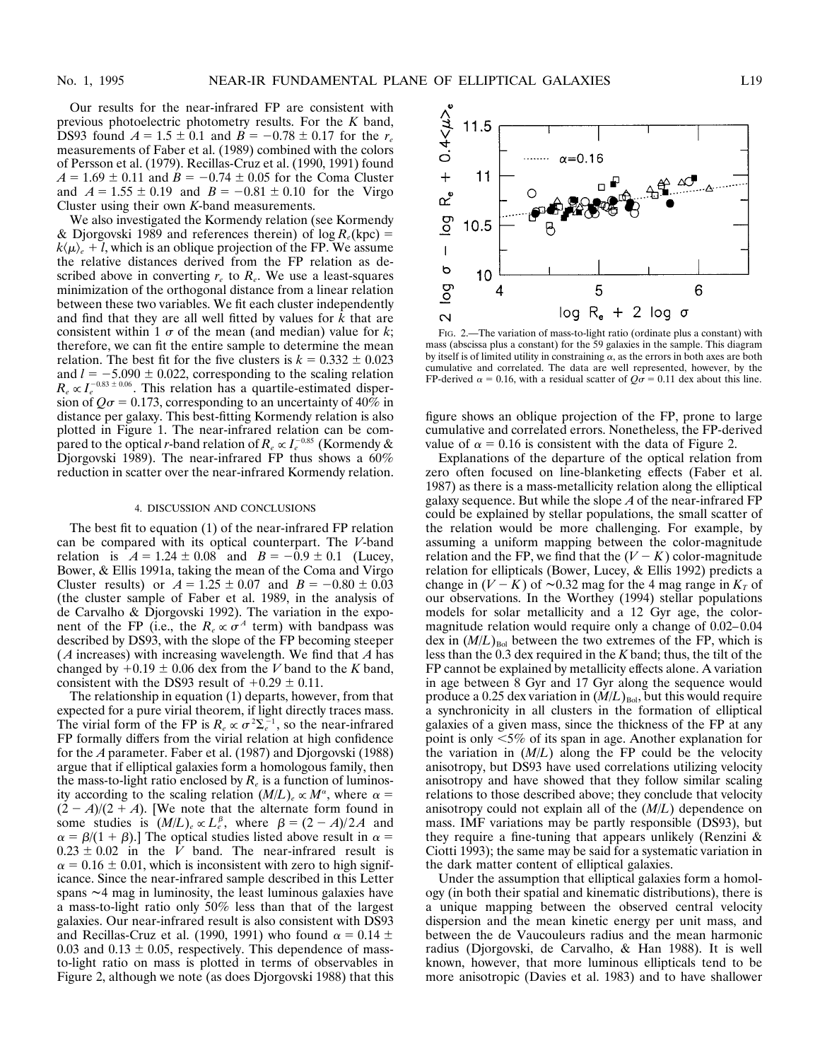Our results for the near-infrared FP are consistent with previous photoelectric photometry results. For the $K$ band, DS93 found $A = 1.5 \pm 0.1$ and $B = -0.78 \pm 0.17$ for the $r_e$ measurements of Faber et al. (1989) combined with the colors of Persson et al. (1979). Recillas-Cruz et al. (1990, 1991) found $A = 1.69 \pm 0.11$ and $B = -0.74 \pm 0.05$ for the Coma Cluster and $A = 1.55 \pm 0.19$ and $B = -0.81 \pm 0.10$ for the Virgo Cluster using their own $K$-band measurements.

We also investigated the Kormendy relation (see Kormendy & Djorgovski 1989 and references therein) of $\log R_e(\text{kpc}) = k\langle\mu\rangle_e + l$, which is an oblique projection of the FP. We assume the relative distances derived from the FP relation as described above in converting $r_e$ to $R_e$. We use a least-squares minimization of the orthogonal distance from a linear relation between these two variables. We fit each cluster independently and find that they are all well fitted by values for $k$ that are consistent within 1 $\sigma$ of the mean (and median) value for $k$; therefore, we can fit the entire sample to determine the mean relation. The best fit for the five clusters is $k = 0.332 \pm 0.023$ and $l = -5.090 \pm 0.022$, corresponding to the scaling relation $R_e \propto I_e^{-0.83 \pm 0.06}$. This relation has a quartile-estimated dispersion of $Q\sigma = 0.173$, corresponding to an uncertainty of 40% in distance per galaxy. This best-fitting Kormendy relation is also plotted in Figure 1. The near-infrared relation can be compared to the optical $r$-band relation of $R_e \propto I_e^{-0.85}$ (Kormendy & Djorgovski 1989). The near-infrared FP thus shows a 60% reduction in scatter over the near-infrared Kormendy relation.

## 4. DISCUSSION AND CONCLUSIONS

The best fit to equation (1) of the near-infrared FP relation can be compared with its optical counterpart. The $V$-band relation is $A = 1.24 \pm 0.08$ and $B = -0.9 \pm 0.1$ (Lucey, Bower, & Ellis 1991a, taking the mean of the Coma and Virgo Cluster results) or $A = 1.25 \pm 0.07$ and $B = -0.80 \pm 0.03$ (the cluster sample of Faber et al. 1989, in the analysis of de Carvalho & Djorgovski 1992). The variation in the exponent of the FP (i.e., the $R_e \propto \sigma^A$ term) with bandpass was described by DS93, with the slope of the FP becoming steeper ($A$ increases) with increasing wavelength. We find that $A$ has changed by $+0.19 \pm 0.06$ dex from the $V$ band to the $K$ band, consistent with the DS93 result of $+0.29 \pm 0.11$.

The relationship in equation (1) departs, however, from that expected for a pure virial theorem, if light directly traces mass. The virial form of the FP is $R_e \propto \sigma^2 \Sigma_e^{-1}$, so the near-infrared FP formally differs from the virial relation at high confidence for the $A$ parameter. Faber et al. (1987) and Djorgovski (1988) argue that if elliptical galaxies form a homologous family, then the mass-to-light ratio enclosed by $R_e$ is a function of luminosity according to the scaling relation $(M/L)_e \propto M^\alpha$, where $\alpha = (2 - A)/(2 + A)$. [We note that the alternate form found in some studies is $(M/L)_e \propto L_e^\beta$, where $\beta = (2 - A)/2A$ and $\alpha = \beta/(1 + \beta)$.] The optical studies listed above result in $\alpha = 0.23 \pm 0.02$ in the $V$ band. The near-infrared result is $\alpha = 0.16 \pm 0.01$, which is inconsistent with zero to high significance. Since the near-infrared sample described in this Letter spans ~4 mag in luminosity, the least luminous galaxies have a mass-to-light ratio only 50% less than that of the largest galaxies. Our near-infrared result is also consistent with DS93 and Recillas-Cruz et al. (1990, 1991) who found $\alpha = 0.14 \pm 0.03$ and $0.13 \pm 0.05$, respectively. This dependence of mass-to-light ratio on mass is plotted in terms of observables in Figure 2, although we note (as does Djorgovski 1988) that this figure shows an oblique projection of the FP, prone to large cumulative and correlated errors. Nonetheless, the FP-derived value of $\alpha = 0.16$ is consistent with the data of Figure 2.

FIG. 2.—The variation of mass-to-light ratio (ordinate plus a constant) with mass (abscissa plus a constant) for the 59 galaxies in the sample. This diagram by itself is of limited utility in constraining $\alpha$, as the errors in both axes are both cumulative and correlated. The data are well represented, however, by the FP-derived $\alpha = 0.16$, with a residual scatter of $Q\sigma = 0.11$ dex about this line.

Explanations of the departure of the optical relation from zero often focused on line-blanketing effects (Faber et al. 1987) as there is a mass-metallicity relation along the elliptical galaxy sequence. But while the slope $A$ of the near-infrared FP could be explained by stellar populations, the small scatter of the relation would be more challenging. For example, by assuming a uniform mapping between the color-magnitude relation and the FP, we find that the $(V - K)$ color-magnitude relation for ellipticals (Bower, Lucey, & Ellis 1992) predicts a change in $(V - K)$ of ~0.32 mag for the 4 mag range in $K_T$ of our observations. In the Worthey (1994) stellar populations models for solar metallicity and a 12 Gyr age, the color-magnitude relation would require only a change of 0.02–0.04 dex in $(M/L)_{\text{Bol}}$ between the two extremes of the FP, which is less than the 0.3 dex required in the $K$ band; thus, the tilt of the FP cannot be explained by metallicity effects alone. A variation in age between 8 Gyr and 17 Gyr along the sequence would produce a 0.25 dex variation in $(M/L)_{\text{Bol}}$, but this would require a synchronicity in all clusters in the formation of elliptical galaxies of a given mass, since the thickness of the FP at any point is only <5% of its span in age. Another explanation for the variation in $(M/L)$ along the FP could be the velocity anisotropy, but DS93 have used correlations utilizing velocity anisotropy and have showed that they follow similar scaling relations to those described above; they conclude that velocity anisotropy could not explain all of the $(M/L)$ dependence on mass. IMF variations may be partly responsible (DS93), but they require a fine-tuning that appears unlikely (Renzini & Ciotti 1993); the same may be said for a systematic variation in the dark matter content of elliptical galaxies.

Under the assumption that elliptical galaxies form a homology (in both their spatial and kinematic distributions), there is a unique mapping between the observed central velocity dispersion and the mean kinetic energy per unit mass, and between the de Vaucouleurs radius and the mean harmonic radius (Djorgovski, de Carvalho, & Han 1988). It is well known, however, that more luminous ellipticals tend to be more anisotropic (Davies et al. 1983) and to have shallower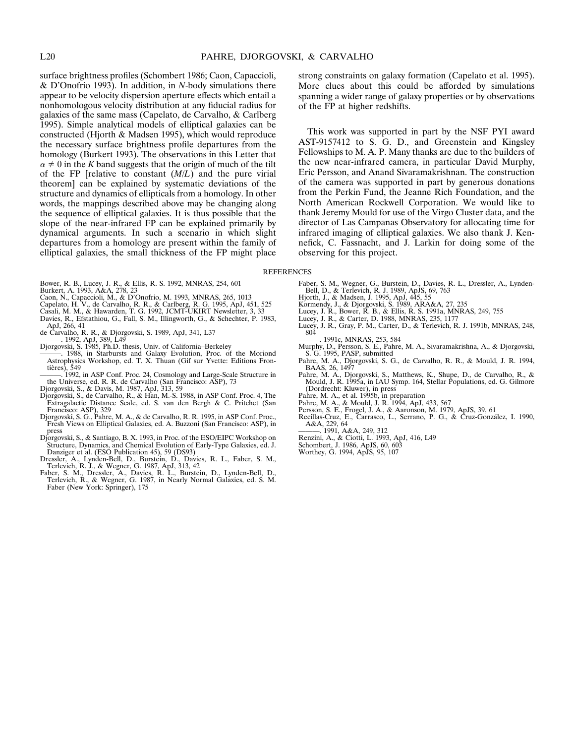surface brightness profiles (Schombert 1986; Caon, Capaccioli, & D'Onofrio 1993). In addition, in *N*-body simulations there appear to be velocity dispersion aperture effects which entail a nonhomologous velocity distribution at any fiducial radius for galaxies of the same mass (Capelato, de Carvalho, & Carlberg 1995). Simple analytical models of elliptical galaxies can be constructed (Hjorth & Madsen 1995), which would reproduce the necessary surface brightness profile departures from the homology (Burkert 1993). The observations in this Letter that $\alpha \neq 0$ in the *K* band suggests that the origin of much of the tilt of the FP [relative to constant $(M/L)$ and the pure virial theorem] can be explained by systematic deviations of the structure and dynamics of ellipticals from a homology. In other words, the mappings described above may be changing along the sequence of elliptical galaxies. It is thus possible that the slope of the near-infrared FP can be explained primarily by dynamical arguments. In such a scenario in which slight departures from a homology are present within the family of elliptical galaxies, the small thickness of the FP might place strong constraints on galaxy formation (Capelato et al. 1995). More clues about this could be afforded by simulations spanning a wider range of galaxy properties or by observations of the FP at higher redshifts.

This work was supported in part by the NSF PYI award AST-9157412 to S. G. D., and Greenstein and Kingsley Fellowships to M. A. P. Many thanks are due to the builders of the new near-infrared camera, in particular David Murphy, Eric Persson, and Anand Sivaramakrishnan. The construction of the camera was supported in part by generous donations from the Perkin Fund, the Jeanne Rich Foundation, and the North American Rockwell Corporation. We would like to thank Jeremy Mould for use of the Virgo Cluster data, and the director of Las Campanas Observatory for allocating time for infrared imaging of elliptical galaxies. We also thank J. Kennefick, C. Fassnacht, and J. Larkin for doing some of the observing for this project.

## REFERENCES

Bower, R. B., Lucey, J. R., & Ellis, R. S. 1992, MNRAS, 254, 601
Burkert, A. 1993, A&A, 278, 23
Caon, N., Capaccioli, M., & D'Onofrio, M. 1993, MNRAS, 265, 1013
Capelato, H. V., de Carvalho, R. R., & Carlberg, R. G. 1995, ApJ, 451, 525
Casali, M. M., & Hawarden, T. G. 1992, JCMT-UKIRT Newsletter, 3, 33
Davies, R., Efstathiou, G., Fall, S. M., Illingworth, G., & Schechter, P. 1983, ApJ, 266, 41
de Carvalho, R. R., & Djorgovski, S. 1989, ApJ, 341, L37
———. 1992, ApJ, 389, L49
Djorgovski, S. 1985, Ph.D. thesis, Univ. of California–Berkeley
———. 1988, in Starbursts and Galaxy Evolution, Proc. of the Moriond Astrophysics Workshop, ed. T. X. Thuan (Gif sur Yvette: Editions Frontières), 549
———. 1992, in ASP Conf. Proc. 24, Cosmology and Large-Scale Structure in the Universe, ed. R. R. de Carvalho (San Francisco: ASP), 73
Djorgovski, S., & Davis, M. 1987, ApJ, 313, 59
Djorgovski, S., de Carvalho, R., & Han, M.-S. 1988, in ASP Conf. Proc. 4, The Extragalactic Distance Scale, ed. S. van den Bergh & C. Pritchet (San Francisco: ASP), 329
Djorgovski, S. G., Pahre, M. A., & de Carvalho, R. R. 1995, in ASP Conf. Proc., Fresh Views on Elliptical Galaxies, ed. A. Buzzoni (San Francisco: ASP), in press
Djorgovski, S., & Santiago, B. X. 1993, in Proc. of the ESO/EIPC Workshop on Structure, Dynamics, and Chemical Evolution of Early-Type Galaxies, ed. J. Danziger et al. (ESO Publication 45), 59 (DS93)
Dressler, A., Lynden-Bell, D., Burstein, D., Davies, R. L., Faber, S. M., Terlevich, R. J., & Wegner, G. 1987, ApJ, 313, 42
Faber, S. M., Dressler, A., Davies, R. L., Burstein, D., Lynden-Bell, D., Terlevich, R., & Wegner, G. 1987, in Nearly Normal Galaxies, ed. S. M. Faber (New York: Springer), 175
Faber, S. M., Wegner, G., Burstein, D., Davies, R. L., Dressler, A., Lynden-Bell, D., & Terlevich, R. J. 1989, ApJS, 69, 763
Hjorth, J., & Madsen, J. 1995, ApJ, 445, 55
Kormendy, J., & Djorgovski, S. 1989, ARA&A, 27, 235
Lucey, J. R., Bower, R. B., & Ellis, R. S. 1991a, MNRAS, 249, 755
Lucey, J. R., & Carter, D. 1988, MNRAS, 235, 1177
Lucey, J. R., Gray, P. M., Carter, D., & Terlevich, R. J. 1991b, MNRAS, 248, 804
———. 1991c, MNRAS, 253, 584
Murphy, D., Persson, S. E., Pahre, M. A., Sivaramakrishna, A., & Djorgovski, S. G. 1995, PASP, submitted
Pahre, M. A., Djorgovski, S. G., de Carvalho, R. R., & Mould, J. R. 1994, BAAS, 26, 1497
Pahre, M. A., Djorgovski, S., Matthews, K., Shupe, D., de Carvalho, R., & Mould, J. R. 1995a, in IAU Symp. 164, Stellar Populations, ed. G. Gilmore (Dordrecht: Kluwer), in press
Pahre, M. A., et al. 1995b, in preparation
Pahre, M. A., & Mould, J. R. 1994, ApJ, 433, 567
Persson, S. E., Frogel, J. A., & Aaronson, M. 1979, ApJS, 39, 61
Recillas-Cruz, E., Carrasco, L., Serrano, P. G., & Cruz-González, I. 1990, A&A, 229, 64
———. 1991, A&A, 249, 312
Renzini, A., & Ciotti, L. 1993, ApJ, 416, L49
Schombert, J. 1986, ApJS, 60, 603
Worthey, G. 1994, ApJS, 95, 107